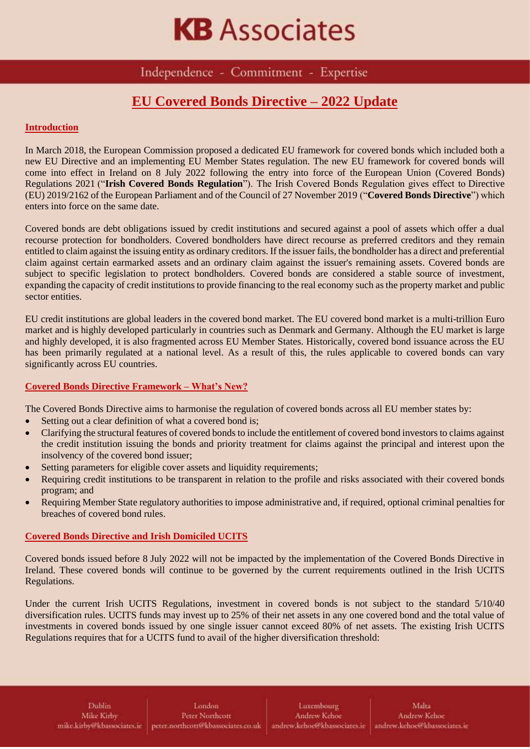# KB Associates

Independence - Commitment - Expertise

## EU Covered Bonds Directive – 2022 Update

### Introduction

In March 2018, the European Commission proposed a dedicated EU framework for covered bonds which included both a new EU Directive and an implementing EU Member States regulation. The new EU framework for covered bonds will come into effect in Ireland on 8 July 2022 following the entry into force of the European Union (Covered Bonds) Regulations 2021 ("**Irish Covered Bonds Regulation**"). The Irish Covered Bonds Regulation gives effect to Directive (EU) 2019/2162 of the European Parliament and of the Council of 27 November 2019 ("**Covered Bonds Directive**") which enters into force on the same date.

Covered bonds are debt obligations issued by credit institutions and secured against a pool of assets which offer a dual recourse protection for bondholders. Covered bondholders have direct recourse as preferred creditors and they remain entitled to claim against the issuing entity as ordinary creditors. If the issuer fails, the bondholder has a direct and preferential claim against certain earmarked assets and an ordinary claim against the issuer's remaining assets. Covered bonds are subject to specific legislation to protect bondholders. Covered bonds are considered a stable source of investment, expanding the capacity of credit institutions to provide financing to the real economy such as the property market and public sector entities.

EU credit institutions are global leaders in the covered bond market. The EU covered bond market is a multi-trillion Euro market and is highly developed particularly in countries such as Denmark and Germany. Although the EU market is large and highly developed, it is also fragmented across EU Member States. Historically, covered bond issuance across the EU has been primarily regulated at a national level. As a result of this, the rules applicable to covered bonds can vary significantly across EU countries.

### Covered Bonds Directive Framework – What's New?

The Covered Bonds Directive aims to harmonise the regulation of covered bonds across all EU member states by:

- Setting out a clear definition of what a covered bond is;
- Clarifying the structural features of covered bonds to include the entitlement of covered bond investors to claims against the credit institution issuing the bonds and priority treatment for claims against the principal and interest upon the insolvency of the covered bond issuer;
- Setting parameters for eligible cover assets and liquidity requirements;
- Requiring credit institutions to be transparent in relation to the profile and risks associated with their covered bonds program; and
- Requiring Member State regulatory authorities to impose administrative and, if required, optional criminal penalties for breaches of covered bond rules.

### Covered Bonds Directive and Irish Domiciled UCITS

Covered bonds issued before 8 July 2022 will not be impacted by the implementation of the Covered Bonds Directive in Ireland. These covered bonds will continue to be governed by the current requirements outlined in the Irish UCITS Regulations.

Under the current Irish UCITS Regulations, investment in covered bonds is not subject to the standard 5/10/40 diversification rules. UCITS funds may invest up to 25% of their net assets in any one covered bond and the total value of investments in covered bonds issued by one single issuer cannot exceed 80% of net assets. The existing Irish UCITS Regulations requires that for a UCITS fund to avail of the higher diversification threshold:

Dublin
Mike Kirby
mike.kirby@kbassociates.ie

London
Peter Northcott
peter.northcott@kbassociates.co.uk

Luxembourg
Andrew Kehoe
andrew.kehoe@kbassociates.ie

Malta
Andrew Kehoe
andrew.kehoe@kbassociates.ie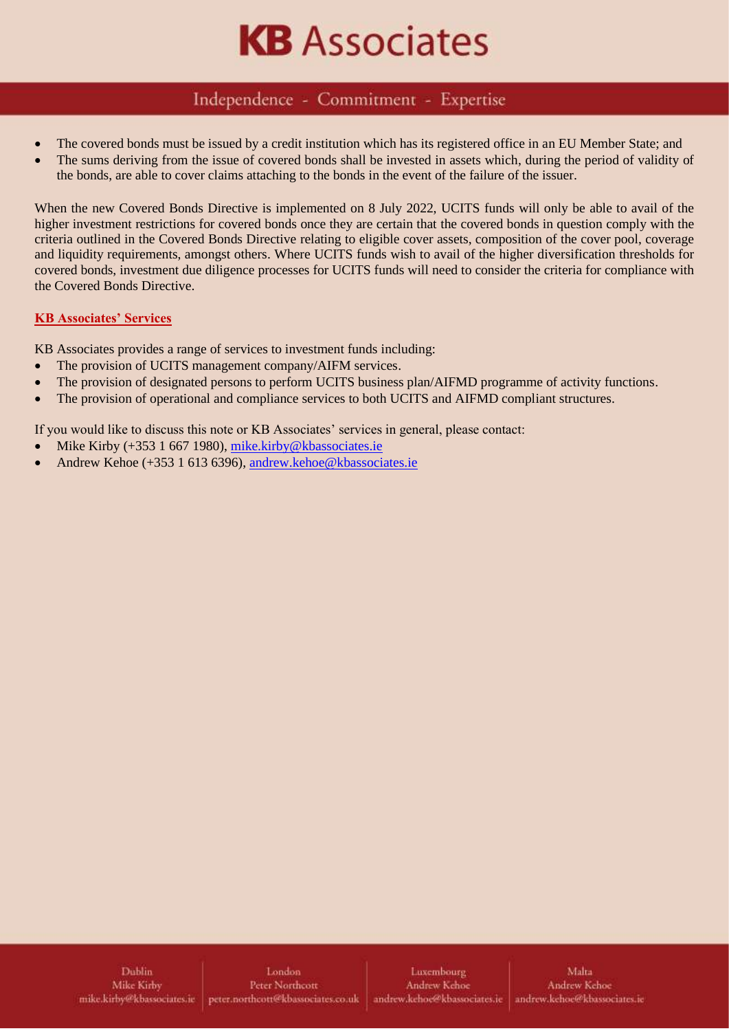- The covered bonds must be issued by a credit institution which has its registered office in an EU Member State; and
- The sums deriving from the issue of covered bonds shall be invested in assets which, during the period of validity of the bonds, are able to cover claims attaching to the bonds in the event of the failure of the issuer.

When the new Covered Bonds Directive is implemented on 8 July 2022, UCITS funds will only be able to avail of the higher investment restrictions for covered bonds once they are certain that the covered bonds in question comply with the criteria outlined in the Covered Bonds Directive relating to eligible cover assets, composition of the cover pool, coverage and liquidity requirements, amongst others. Where UCITS funds wish to avail of the higher diversification thresholds for covered bonds, investment due diligence processes for UCITS funds will need to consider the criteria for compliance with the Covered Bonds Directive.

**KB Associates' Services**

KB Associates provides a range of services to investment funds including:

- The provision of UCITS management company/AIFM services.
- The provision of designated persons to perform UCITS business plan/AIFMD programme of activity functions.
- The provision of operational and compliance services to both UCITS and AIFMD compliant structures.

If you would like to discuss this note or KB Associates' services in general, please contact:

- Mike Kirby (+353 1 667 1980), mike.kirby@kbassociates.ie
- Andrew Kehoe (+353 1 613 6396), andrew.kehoe@kbassociates.ie